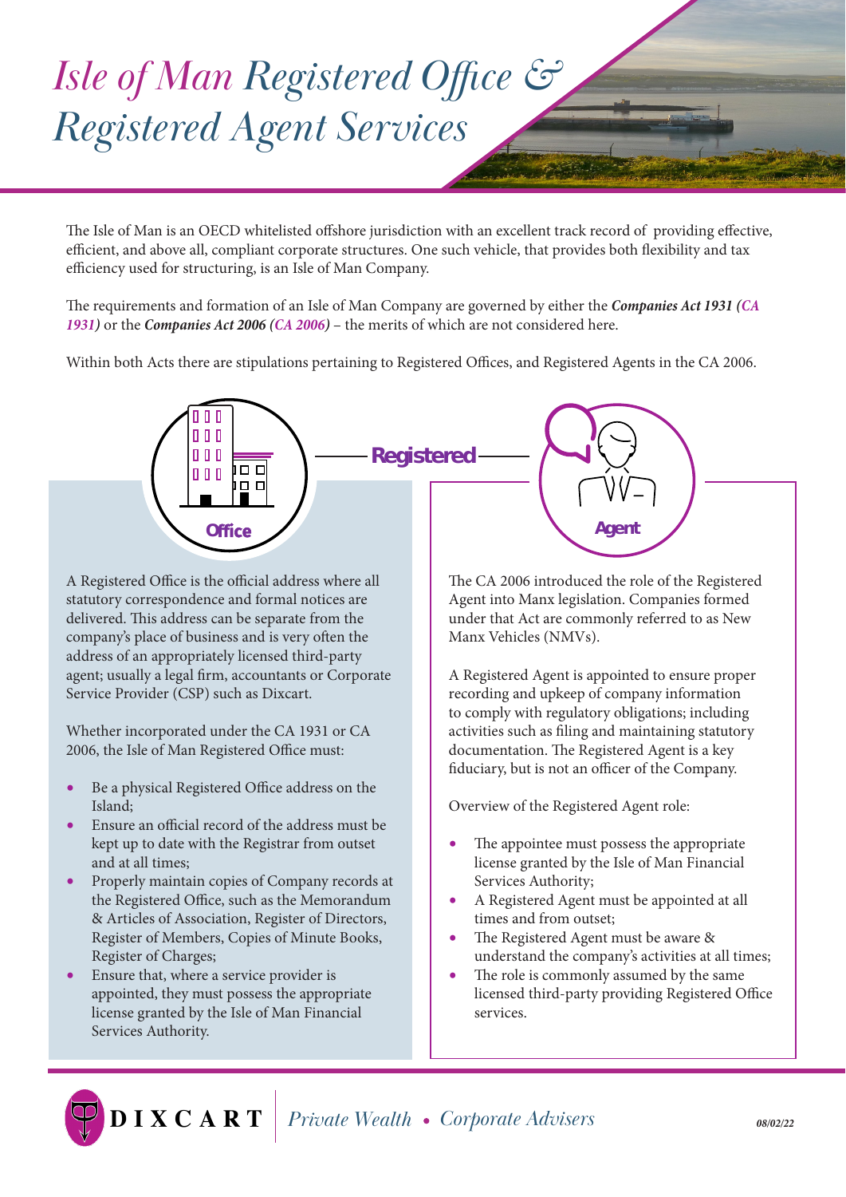# *Isle of Man Registered Office & Registered Agent Services*

The Isle of Man is an OECD whitelisted offshore jurisdiction with an excellent track record of providing effective, efficient, and above all, compliant corporate structures. One such vehicle, that provides both flexibility and tax efficiency used for structuring, is an Isle of Man Company.

The requirements and formation of an Isle of Man Company are governed by either the ***Companies Act 1931 (CA 1931)*** or the ***Companies Act 2006 (CA 2006)*** – the merits of which are not considered here.

Within both Acts there are stipulations pertaining to Registered Offices, and Registered Agents in the CA 2006.

## Registered Office

A Registered Office is the official address where all statutory correspondence and formal notices are delivered. This address can be separate from the company's place of business and is very often the address of an appropriately licensed third-party agent; usually a legal firm, accountants or Corporate Service Provider (CSP) such as Dixcart.

Whether incorporated under the CA 1931 or CA 2006, the Isle of Man Registered Office must:

- Be a physical Registered Office address on the Island;
- Ensure an official record of the address must be kept up to date with the Registrar from outset and at all times;
- Properly maintain copies of Company records at the Registered Office, such as the Memorandum & Articles of Association, Register of Directors, Register of Members, Copies of Minute Books, Register of Charges;
- Ensure that, where a service provider is appointed, they must possess the appropriate license granted by the Isle of Man Financial Services Authority.

## Registered Agent

The CA 2006 introduced the role of the Registered Agent into Manx legislation. Companies formed under that Act are commonly referred to as New Manx Vehicles (NMVs).

A Registered Agent is appointed to ensure proper recording and upkeep of company information to comply with regulatory obligations; including activities such as filing and maintaining statutory documentation. The Registered Agent is a key fiduciary, but is not an officer of the Company.

Overview of the Registered Agent role:

- The appointee must possess the appropriate license granted by the Isle of Man Financial Services Authority;
- A Registered Agent must be appointed at all times and from outset;
- The Registered Agent must be aware & understand the company's activities at all times;
- The role is commonly assumed by the same licensed third-party providing Registered Office services.

DIXCART *Private Wealth • Corporate Advisers*

*08/02/22*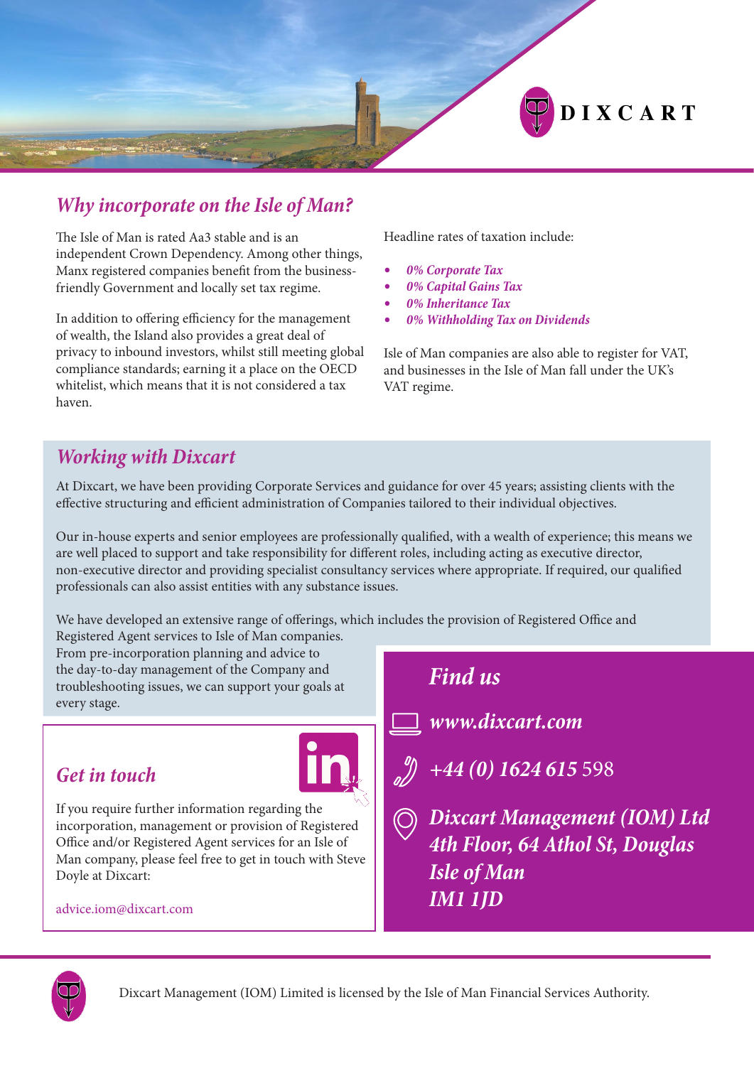DIXCART

## *Why incorporate on the Isle of Man?*

The Isle of Man is rated Aa3 stable and is an independent Crown Dependency. Among other things, Manx registered companies benefit from the business-friendly Government and locally set tax regime.

In addition to offering efficiency for the management of wealth, the Island also provides a great deal of privacy to inbound investors, whilst still meeting global compliance standards; earning it a place on the OECD whitelist, which means that it is not considered a tax haven.

Headline rates of taxation include:

- *0% Corporate Tax*
- *0% Capital Gains Tax*
- *0% Inheritance Tax*
- *0% Withholding Tax on Dividends*

Isle of Man companies are also able to register for VAT, and businesses in the Isle of Man fall under the UK's VAT regime.

## *Working with Dixcart*

At Dixcart, we have been providing Corporate Services and guidance for over 45 years; assisting clients with the effective structuring and efficient administration of Companies tailored to their individual objectives.

Our in-house experts and senior employees are professionally qualified, with a wealth of experience; this means we are well placed to support and take responsibility for different roles, including acting as executive director, non-executive director and providing specialist consultancy services where appropriate. If required, our qualified professionals can also assist entities with any substance issues.

We have developed an extensive range of offerings, which includes the provision of Registered Office and Registered Agent services to Isle of Man companies. From pre-incorporation planning and advice to the day-to-day management of the Company and troubleshooting issues, we can support your goals at every stage.

## *Get in touch*

If you require further information regarding the incorporation, management or provision of Registered Office and/or Registered Agent services for an Isle of Man company, please feel free to get in touch with Steve Doyle at Dixcart:

advice.iom@dixcart.com

## *Find us*

*www.dixcart.com*

*+44 (0) 1624 615* 598

*Dixcart Management (IOM) Ltd*
*4th Floor, 64 Athol St, Douglas*
*Isle of Man*
*IM1 1JD*

Dixcart Management (IOM) Limited is licensed by the Isle of Man Financial Services Authority.